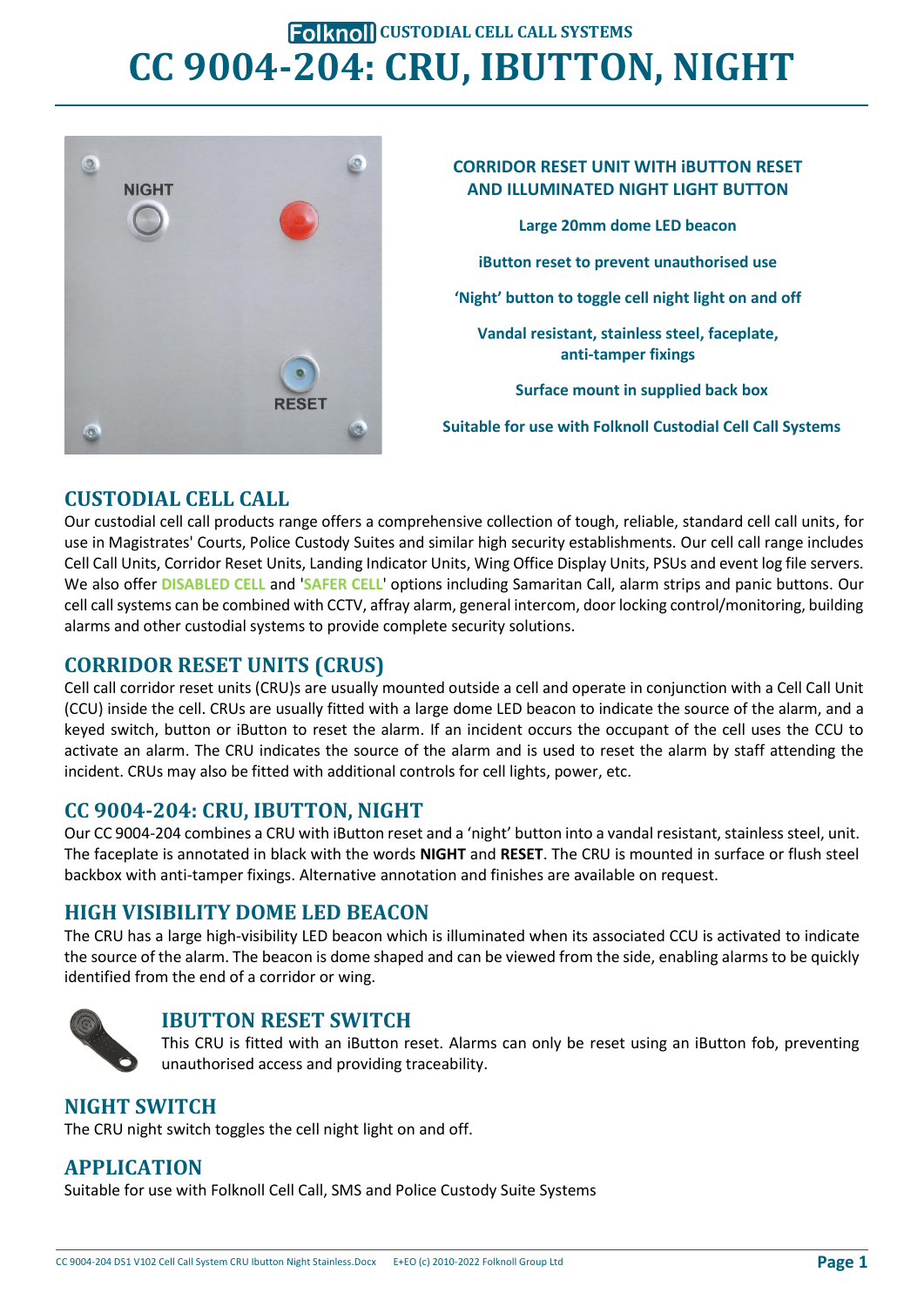# Folknoll CUSTODIAL CELL CALL SYSTEMS

# CC 9004-204: CRU, IBUTTON, NIGHT

**CORRIDOR RESET UNIT WITH iBUTTON RESET AND ILLUMINATED NIGHT LIGHT BUTTON**

**Large 20mm dome LED beacon**

**iButton reset to prevent unauthorised use**

**'Night' button to toggle cell night light on and off**

**Vandal resistant, stainless steel, faceplate, anti-tamper fixings**

**Surface mount in supplied back box**

**Suitable for use with Folknoll Custodial Cell Call Systems**

## CUSTODIAL CELL CALL

Our custodial cell call products range offers a comprehensive collection of tough, reliable, standard cell call units, for use in Magistrates' Courts, Police Custody Suites and similar high security establishments. Our cell call range includes Cell Call Units, Corridor Reset Units, Landing Indicator Units, Wing Office Display Units, PSUs and event log file servers. We also offer **DISABLED CELL** and '**SAFER CELL**' options including Samaritan Call, alarm strips and panic buttons. Our cell call systems can be combined with CCTV, affray alarm, general intercom, door locking control/monitoring, building alarms and other custodial systems to provide complete security solutions.

## CORRIDOR RESET UNITS (CRUS)

Cell call corridor reset units (CRU)s are usually mounted outside a cell and operate in conjunction with a Cell Call Unit (CCU) inside the cell. CRUs are usually fitted with a large dome LED beacon to indicate the source of the alarm, and a keyed switch, button or iButton to reset the alarm. If an incident occurs the occupant of the cell uses the CCU to activate an alarm. The CRU indicates the source of the alarm and is used to reset the alarm by staff attending the incident. CRUs may also be fitted with additional controls for cell lights, power, etc.

## CC 9004-204: CRU, IBUTTON, NIGHT

Our CC 9004-204 combines a CRU with iButton reset and a 'night' button into a vandal resistant, stainless steel, unit. The faceplate is annotated in black with the words **NIGHT** and **RESET**. The CRU is mounted in surface or flush steel backbox with anti-tamper fixings. Alternative annotation and finishes are available on request.

## HIGH VISIBILITY DOME LED BEACON

The CRU has a large high-visibility LED beacon which is illuminated when its associated CCU is activated to indicate the source of the alarm. The beacon is dome shaped and can be viewed from the side, enabling alarms to be quickly identified from the end of a corridor or wing.

## IBUTTON RESET SWITCH

This CRU is fitted with an iButton reset. Alarms can only be reset using an iButton fob, preventing unauthorised access and providing traceability.

## NIGHT SWITCH

The CRU night switch toggles the cell night light on and off.

## APPLICATION

Suitable for use with Folknoll Cell Call, SMS and Police Custody Suite Systems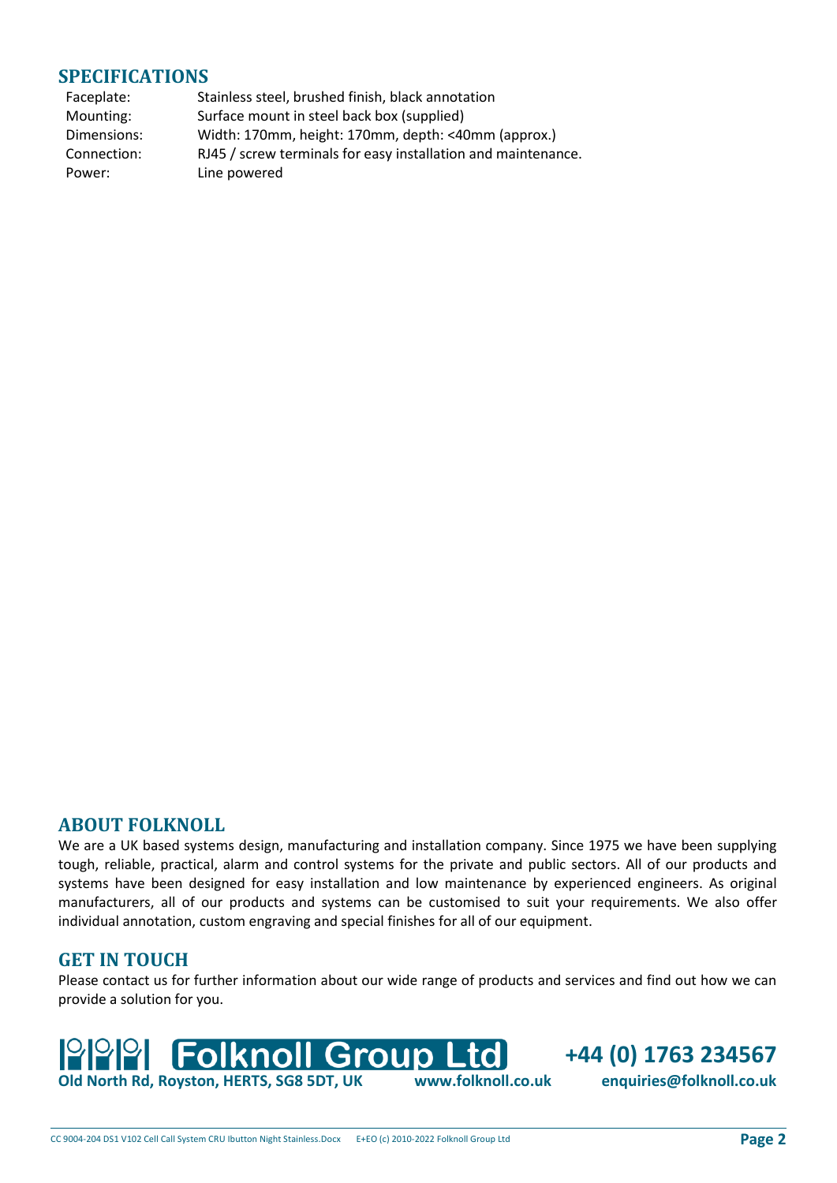## SPECIFICATIONS

| | |
|---|---|
| Faceplate: | Stainless steel, brushed finish, black annotation |
| Mounting: | Surface mount in steel back box (supplied) |
| Dimensions: | Width: 170mm, height: 170mm, depth: <40mm (approx.) |
| Connection: | RJ45 / screw terminals for easy installation and maintenance. |
| Power: | Line powered |

## ABOUT FOLKNOLL

We are a UK based systems design, manufacturing and installation company. Since 1975 we have been supplying tough, reliable, practical, alarm and control systems for the private and public sectors. All of our products and systems have been designed for easy installation and low maintenance by experienced engineers. As original manufacturers, all of our products and systems can be customised to suit your requirements. We also offer individual annotation, custom engraving and special finishes for all of our equipment.

## GET IN TOUCH

Please contact us for further information about our wide range of products and services and find out how we can provide a solution for you.

**Folknoll Group Ltd** **+44 (0) 1763 234567**

**Old North Rd, Royston, HERTS, SG8 5DT, UK** **www.folknoll.co.uk** **enquiries@folknoll.co.uk**